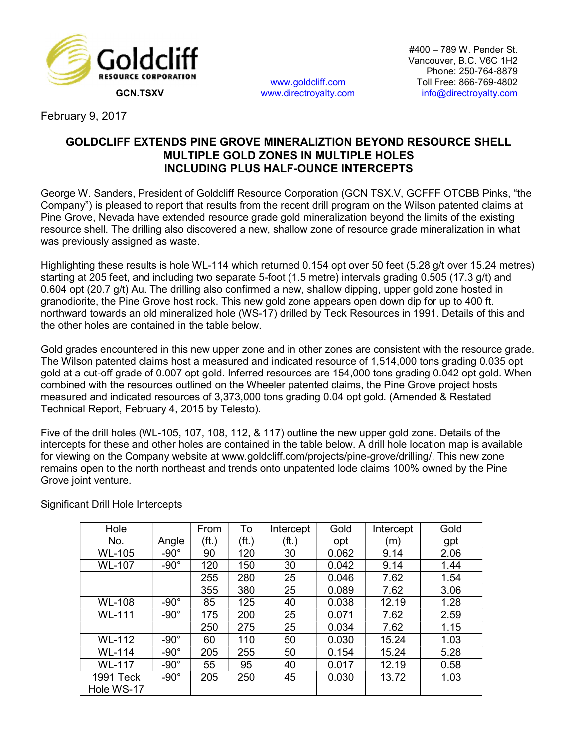Goldcliff RESOURCE CORPORATION

GCN.TSXV

www.goldcliff.com
www.directroyalty.com

#400 – 789 W. Pender St.
Vancouver, B.C. V6C 1H2
Phone: 250-764-8879
Toll Free: 866-769-4802
info@directroyalty.com

February 9, 2017

# GOLDCLIFF EXTENDS PINE GROVE MINERALIZTION BEYOND RESOURCE SHELL MULTIPLE GOLD ZONES IN MULTIPLE HOLES INCLUDING PLUS HALF-OUNCE INTERCEPTS

George W. Sanders, President of Goldcliff Resource Corporation (GCN TSX.V, GCFFF OTCBB Pinks, "the Company") is pleased to report that results from the recent drill program on the Wilson patented claims at Pine Grove, Nevada have extended resource grade gold mineralization beyond the limits of the existing resource shell. The drilling also discovered a new, shallow zone of resource grade mineralization in what was previously assigned as waste.

Highlighting these results is hole WL-114 which returned 0.154 opt over 50 feet (5.28 g/t over 15.24 metres) starting at 205 feet, and including two separate 5-foot (1.5 metre) intervals grading 0.505 (17.3 g/t) and 0.604 opt (20.7 g/t) Au. The drilling also confirmed a new, shallow dipping, upper gold zone hosted in granodiorite, the Pine Grove host rock. This new gold zone appears open down dip for up to 400 ft. northward towards an old mineralized hole (WS-17) drilled by Teck Resources in 1991. Details of this and the other holes are contained in the table below.

Gold grades encountered in this new upper zone and in other zones are consistent with the resource grade. The Wilson patented claims host a measured and indicated resource of 1,514,000 tons grading 0.035 opt gold at a cut-off grade of 0.007 opt gold. Inferred resources are 154,000 tons grading 0.042 opt gold. When combined with the resources outlined on the Wheeler patented claims, the Pine Grove project hosts measured and indicated resources of 3,373,000 tons grading 0.04 opt gold. (Amended & Restated Technical Report, February 4, 2015 by Telesto).

Five of the drill holes (WL-105, 107, 108, 112, & 117) outline the new upper gold zone. Details of the intercepts for these and other holes are contained in the table below. A drill hole location map is available for viewing on the Company website at www.goldcliff.com/projects/pine-grove/drilling/. This new zone remains open to the north northeast and trends onto unpatented lode claims 100% owned by the Pine Grove joint venture.

Significant Drill Hole Intercepts

| Hole No. | Angle | From (ft.) | To (ft.) | Intercept (ft.) | Gold opt | Intercept (m) | Gold gpt |
|---|---|---|---|---|---|---|---|
| WL-105 | -90° | 90 | 120 | 30 | 0.062 | 9.14 | 2.06 |
| WL-107 | -90° | 120 | 150 | 30 | 0.042 | 9.14 | 1.44 |
| | | 255 | 280 | 25 | 0.046 | 7.62 | 1.54 |
| | | 355 | 380 | 25 | 0.089 | 7.62 | 3.06 |
| WL-108 | -90° | 85 | 125 | 40 | 0.038 | 12.19 | 1.28 |
| WL-111 | -90° | 175 | 200 | 25 | 0.071 | 7.62 | 2.59 |
| | | 250 | 275 | 25 | 0.034 | 7.62 | 1.15 |
| WL-112 | -90° | 60 | 110 | 50 | 0.030 | 15.24 | 1.03 |
| WL-114 | -90° | 205 | 255 | 50 | 0.154 | 15.24 | 5.28 |
| WL-117 | -90° | 55 | 95 | 40 | 0.017 | 12.19 | 0.58 |
| 1991 Teck Hole WS-17 | -90° | 205 | 250 | 45 | 0.030 | 13.72 | 1.03 |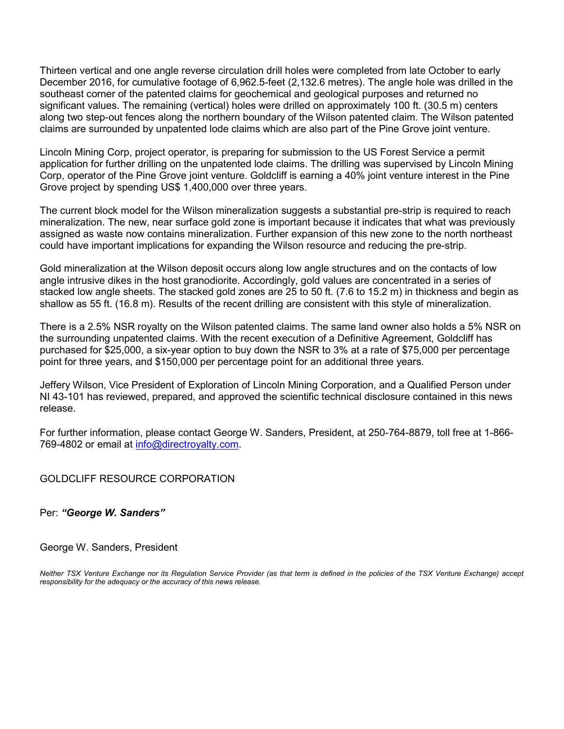Thirteen vertical and one angle reverse circulation drill holes were completed from late October to early December 2016, for cumulative footage of 6,962.5-feet (2,132.6 metres). The angle hole was drilled in the southeast corner of the patented claims for geochemical and geological purposes and returned no significant values. The remaining (vertical) holes were drilled on approximately 100 ft. (30.5 m) centers along two step-out fences along the northern boundary of the Wilson patented claim. The Wilson patented claims are surrounded by unpatented lode claims which are also part of the Pine Grove joint venture.

Lincoln Mining Corp, project operator, is preparing for submission to the US Forest Service a permit application for further drilling on the unpatented lode claims. The drilling was supervised by Lincoln Mining Corp, operator of the Pine Grove joint venture. Goldcliff is earning a 40% joint venture interest in the Pine Grove project by spending US$ 1,400,000 over three years.

The current block model for the Wilson mineralization suggests a substantial pre-strip is required to reach mineralization. The new, near surface gold zone is important because it indicates that what was previously assigned as waste now contains mineralization. Further expansion of this new zone to the north northeast could have important implications for expanding the Wilson resource and reducing the pre-strip.

Gold mineralization at the Wilson deposit occurs along low angle structures and on the contacts of low angle intrusive dikes in the host granodiorite. Accordingly, gold values are concentrated in a series of stacked low angle sheets. The stacked gold zones are 25 to 50 ft. (7.6 to 15.2 m) in thickness and begin as shallow as 55 ft. (16.8 m). Results of the recent drilling are consistent with this style of mineralization.

There is a 2.5% NSR royalty on the Wilson patented claims. The same land owner also holds a 5% NSR on the surrounding unpatented claims. With the recent execution of a Definitive Agreement, Goldcliff has purchased for $25,000, a six-year option to buy down the NSR to 3% at a rate of $75,000 per percentage point for three years, and $150,000 per percentage point for an additional three years.

Jeffery Wilson, Vice President of Exploration of Lincoln Mining Corporation, and a Qualified Person under NI 43-101 has reviewed, prepared, and approved the scientific technical disclosure contained in this news release.

For further information, please contact George W. Sanders, President, at 250-764-8879, toll free at 1-866-769-4802 or email at info@directroyalty.com.

GOLDCLIFF RESOURCE CORPORATION

Per: ***"George W. Sanders"***

George W. Sanders, President

*Neither TSX Venture Exchange nor its Regulation Service Provider (as that term is defined in the policies of the TSX Venture Exchange) accept responsibility for the adequacy or the accuracy of this news release.*